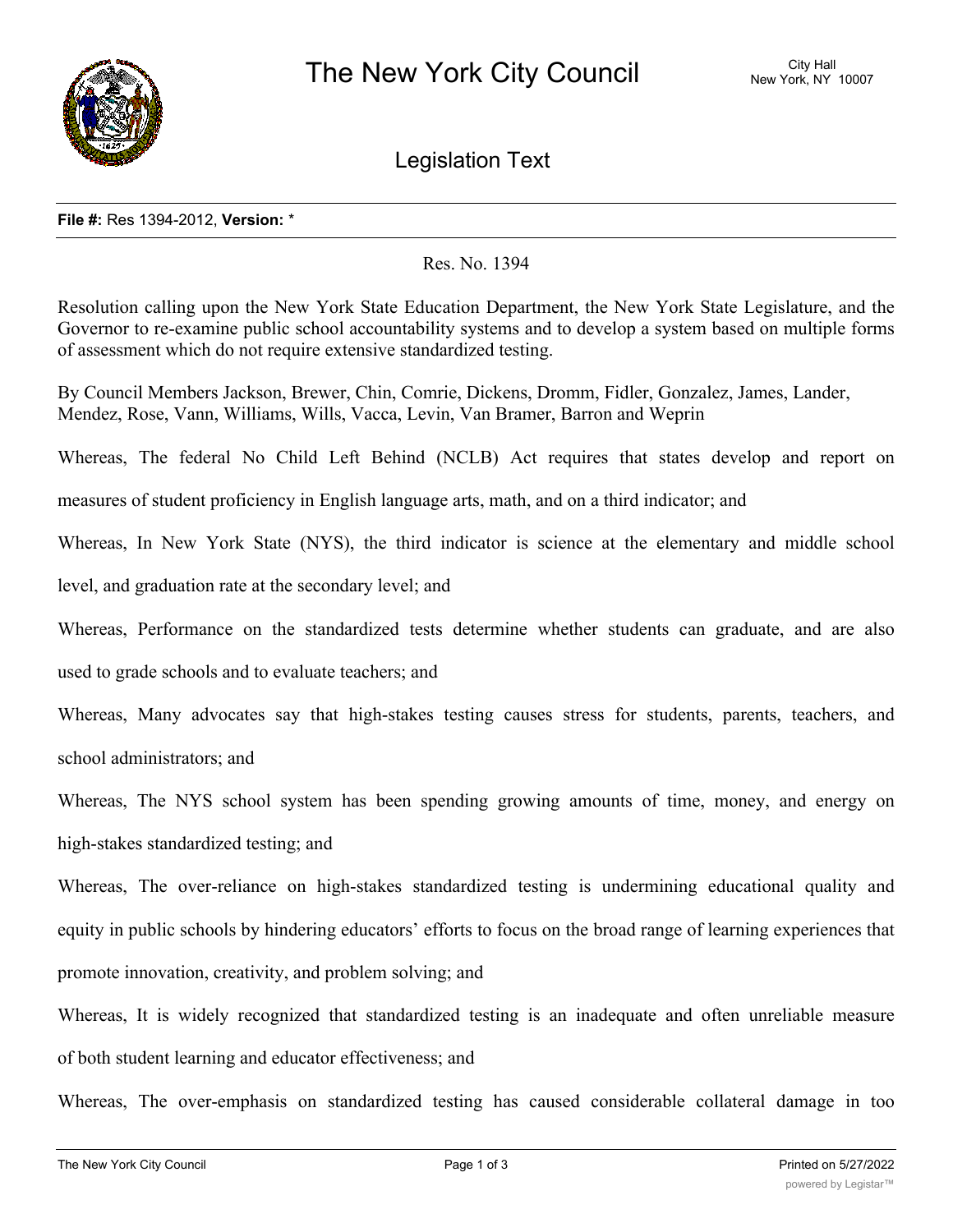# The New York City Council

City Hall
New York, NY 10007

## Legislation Text

**File #:** Res 1394-2012, **Version:** *

Res. No. 1394

Resolution calling upon the New York State Education Department, the New York State Legislature, and the Governor to re-examine public school accountability systems and to develop a system based on multiple forms of assessment which do not require extensive standardized testing.

By Council Members Jackson, Brewer, Chin, Comrie, Dickens, Dromm, Fidler, Gonzalez, James, Lander, Mendez, Rose, Vann, Williams, Wills, Vacca, Levin, Van Bramer, Barron and Weprin

Whereas, The federal No Child Left Behind (NCLB) Act requires that states develop and report on measures of student proficiency in English language arts, math, and on a third indicator; and

Whereas, In New York State (NYS), the third indicator is science at the elementary and middle school level, and graduation rate at the secondary level; and

Whereas, Performance on the standardized tests determine whether students can graduate, and are also used to grade schools and to evaluate teachers; and

Whereas, Many advocates say that high-stakes testing causes stress for students, parents, teachers, and school administrators; and

Whereas, The NYS school system has been spending growing amounts of time, money, and energy on high-stakes standardized testing; and

Whereas, The over-reliance on high-stakes standardized testing is undermining educational quality and equity in public schools by hindering educators' efforts to focus on the broad range of learning experiences that promote innovation, creativity, and problem solving; and

Whereas, It is widely recognized that standardized testing is an inadequate and often unreliable measure of both student learning and educator effectiveness; and

Whereas, The over-emphasis on standardized testing has caused considerable collateral damage in too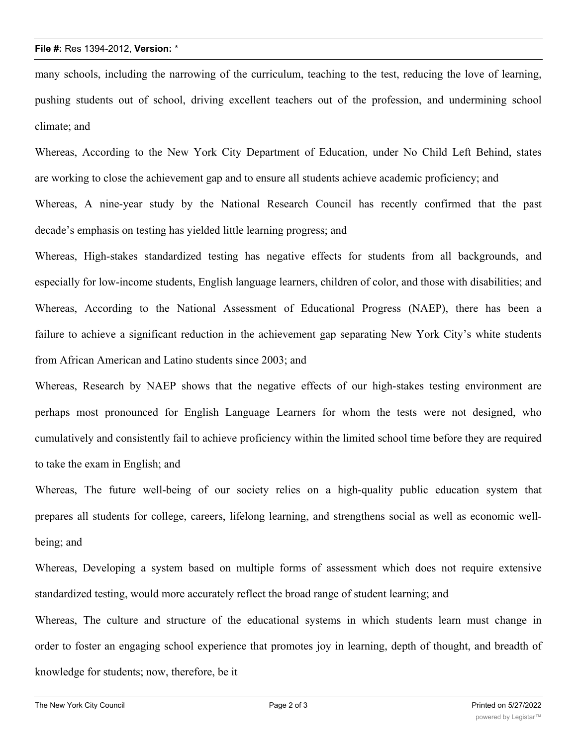many schools, including the narrowing of the curriculum, teaching to the test, reducing the love of learning, pushing students out of school, driving excellent teachers out of the profession, and undermining school climate; and

Whereas, According to the New York City Department of Education, under No Child Left Behind, states are working to close the achievement gap and to ensure all students achieve academic proficiency; and

Whereas, A nine-year study by the National Research Council has recently confirmed that the past decade's emphasis on testing has yielded little learning progress; and

Whereas, High-stakes standardized testing has negative effects for students from all backgrounds, and especially for low-income students, English language learners, children of color, and those with disabilities; and

Whereas, According to the National Assessment of Educational Progress (NAEP), there has been a failure to achieve a significant reduction in the achievement gap separating New York City's white students from African American and Latino students since 2003; and

Whereas, Research by NAEP shows that the negative effects of our high-stakes testing environment are perhaps most pronounced for English Language Learners for whom the tests were not designed, who cumulatively and consistently fail to achieve proficiency within the limited school time before they are required to take the exam in English; and

Whereas, The future well-being of our society relies on a high-quality public education system that prepares all students for college, careers, lifelong learning, and strengthens social as well as economic well-being; and

Whereas, Developing a system based on multiple forms of assessment which does not require extensive standardized testing, would more accurately reflect the broad range of student learning; and

Whereas, The culture and structure of the educational systems in which students learn must change in order to foster an engaging school experience that promotes joy in learning, depth of thought, and breadth of knowledge for students; now, therefore, be it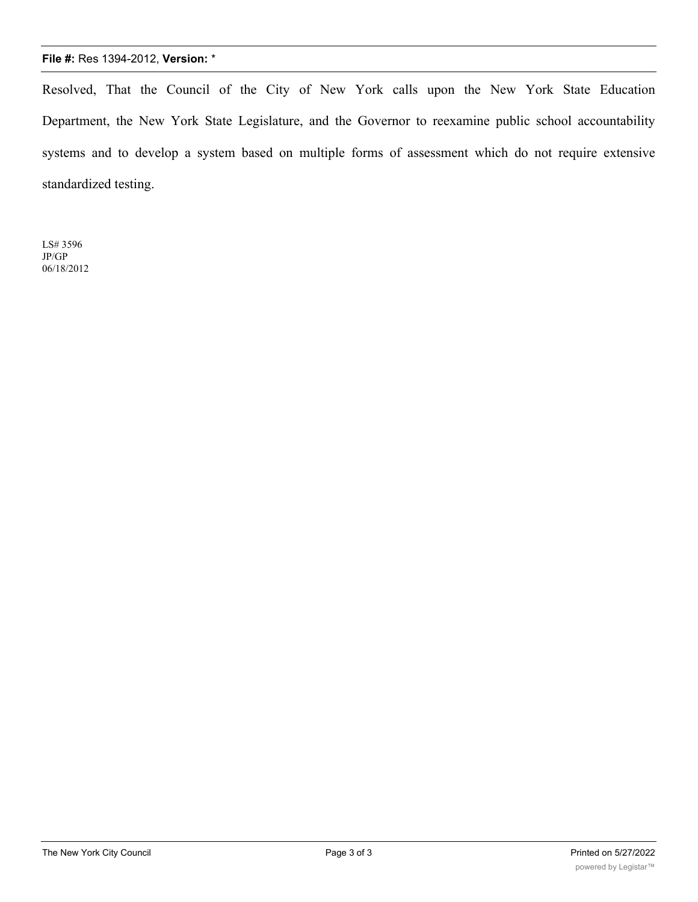Resolved, That the Council of the City of New York calls upon the New York State Education Department, the New York State Legislature, and the Governor to reexamine public school accountability systems and to develop a system based on multiple forms of assessment which do not require extensive standardized testing.

LS# 3596
JP/GP
06/18/2012